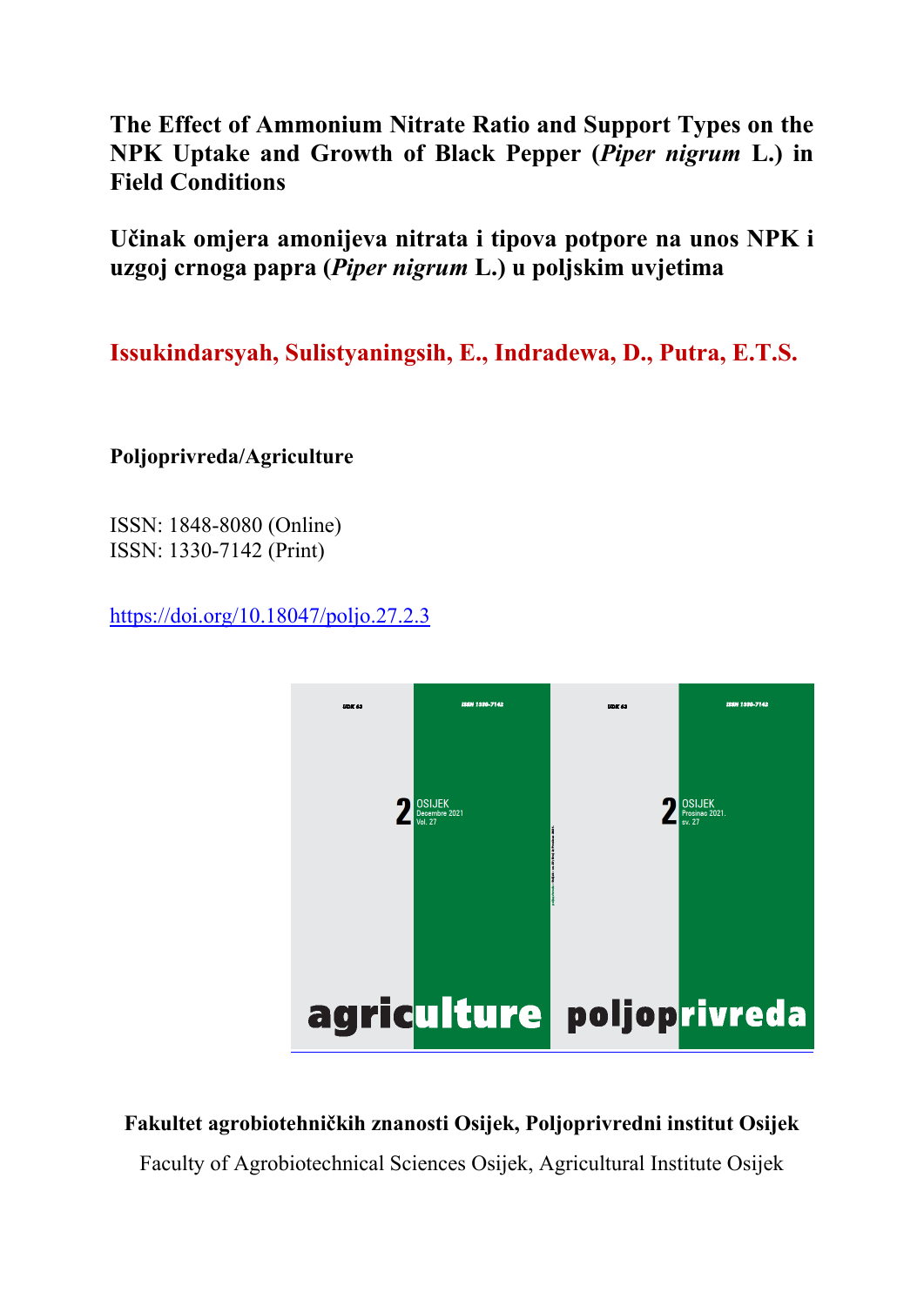# The Effect of Ammonium Nitrate Ratio and Support Types on the NPK Uptake and Growth of Black Pepper (*Piper nigrum* L.) in Field Conditions

# Učinak omjera amonijeva nitrata i tipova potpore na unos NPK i uzgoj crnoga papra (*Piper nigrum* L.) u poljskim uvjetima

**Issukindarsyah, Sulistyaningsih, E., Indradewa, D., Putra, E.T.S.**

**Poljoprivreda/Agriculture**

ISSN: 1848-8080 (Online)
ISSN: 1330-7142 (Print)

https://doi.org/10.18047/poljo.27.2.3

**Fakultet agrobiotehničkih znanosti Osijek, Poljoprivredni institut Osijek**

Faculty of Agrobiotechnical Sciences Osijek, Agricultural Institute Osijek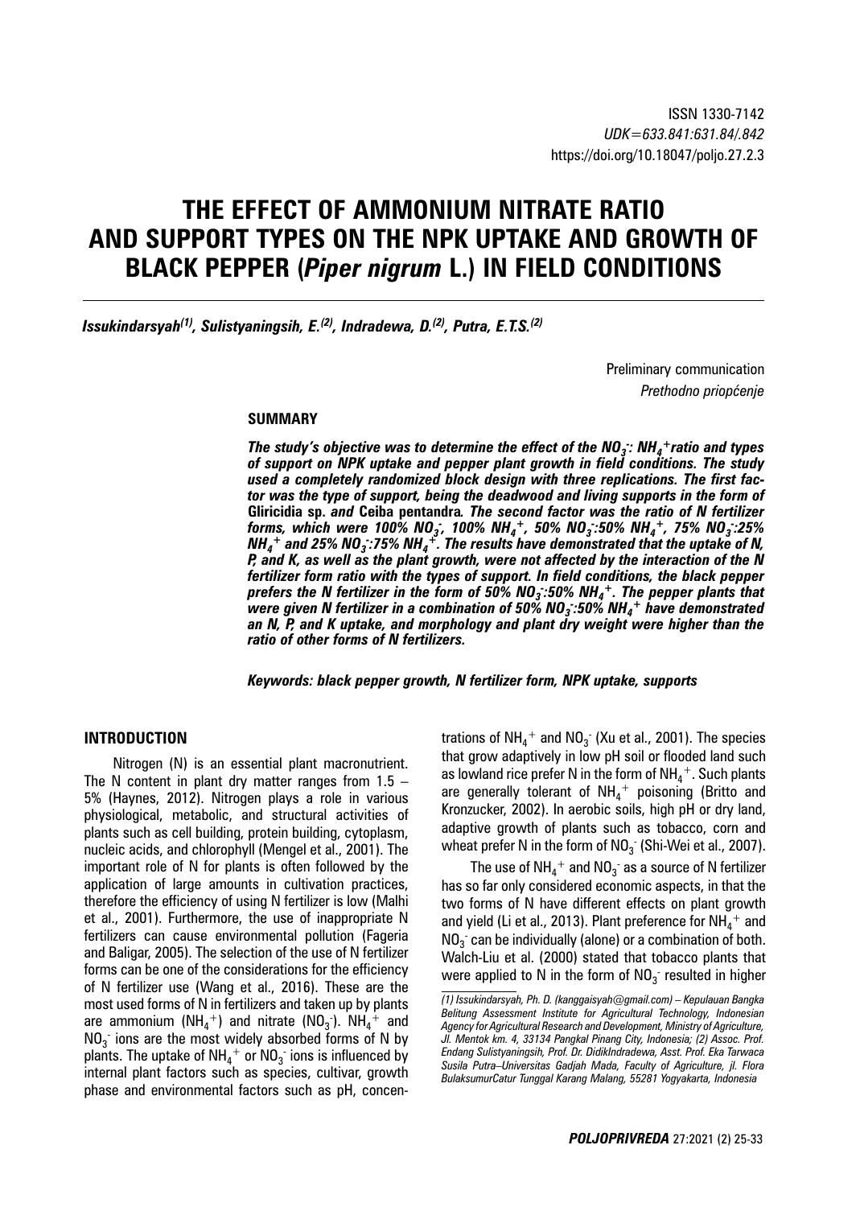ISSN 1330-7142
*UDK=633.841:631.84/.842*
https://doi.org/10.18047/poljo.27.2.3

# THE EFFECT OF AMMONIUM NITRATE RATIO AND SUPPORT TYPES ON THE NPK UPTAKE AND GROWTH OF BLACK PEPPER (*Piper nigrum* L.) IN FIELD CONDITIONS

***Issukindarsyah[(1)], Sulistyaningsih, E.[(2)], Indradewa, D.[(2)], Putra, E.T.S.[(2)]***

Preliminary communication
*Prethodno priopćenje*

## SUMMARY

***The study's objective was to determine the effect of the $NO_3^-$: $NH_4^+$ratio and types of support on NPK uptake and pepper plant growth in field conditions. The study used a completely randomized block design with three replications. The first factor was the type of support, being the deadwood and living supports in the form of*** **Gliricidia sp.** ***and*** **Ceiba pentandra*****. The second factor was the ratio of N fertilizer forms, which were 100% $NO_3^-$, 100% $NH_4^+$, 50% $NO_3^-$:50% $NH_4^+$, 75% $NO_3^-$:25% $NH_4^+$ and 25% $NO_3^-$:75% $NH_4^+$. The results have demonstrated that the uptake of N, P, and K, as well as the plant growth, were not affected by the interaction of the N fertilizer form ratio with the types of support. In field conditions, the black pepper prefers the N fertilizer in the form of 50% $NO_3^-$:50% $NH_4^+$. The pepper plants that were given N fertilizer in a combination of 50% $NO_3^-$:50% $NH_4^+$ have demonstrated an N, P, and K uptake, and morphology and plant dry weight were higher than the ratio of other forms of N fertilizers.***

***Keywords: black pepper growth, N fertilizer form, NPK uptake, supports***

## INTRODUCTION

Nitrogen (N) is an essential plant macronutrient. The N content in plant dry matter ranges from 1.5 – 5% (Haynes, 2012). Nitrogen plays a role in various physiological, metabolic, and structural activities of plants such as cell building, protein building, cytoplasm, nucleic acids, and chlorophyll (Mengel et al., 2001). The important role of N for plants is often followed by the application of large amounts in cultivation practices, therefore the efficiency of using N fertilizer is low (Malhi et al., 2001). Furthermore, the use of inappropriate N fertilizers can cause environmental pollution (Fageria and Baligar, 2005). The selection of the use of N fertilizer forms can be one of the considerations for the efficiency of N fertilizer use (Wang et al., 2016). These are the most used forms of N in fertilizers and taken up by plants are ammonium ($NH_4^+$) and nitrate ($NO_3^-$). $NH_4^+$ and $NO_3^-$ ions are the most widely absorbed forms of N by plants. The uptake of $NH_4^+$ or $NO_3^-$ ions is influenced by internal plant factors such as species, cultivar, growth phase and environmental factors such as pH, concentrations of $NH_4^+$ and $NO_3^-$ (Xu et al., 2001). The species that grow adaptively in low pH soil or flooded land such as lowland rice prefer N in the form of $NH_4^+$. Such plants are generally tolerant of $NH_4^+$ poisoning (Britto and Kronzucker, 2002). In aerobic soils, high pH or dry land, adaptive growth of plants such as tobacco, corn and wheat prefer N in the form of $NO_3^-$ (Shi-Wei et al., 2007).

The use of $NH_4^+$ and $NO_3^-$ as a source of N fertilizer has so far only considered economic aspects, in that the two forms of N have different effects on plant growth and yield (Li et al., 2013). Plant preference for $NH_4^+$ and $NO_3^-$ can be individually (alone) or a combination of both. Walch-Liu et al. (2000) stated that tobacco plants that were applied to N in the form of $NO_3^-$ resulted in higher

*(1) Issukindarsyah, Ph. D. (kanggaisyah@gmail.com) – Kepulauan Bangka Belitung Assessment Institute for Agricultural Technology, Indonesian Agency for Agricultural Research and Development, Ministry of Agriculture, Jl. Mentok km. 4, 33134 Pangkal Pinang City, Indonesia; (2) Assoc. Prof. Endang Sulistyaningsih, Prof. Dr. DidikIndradewa, Asst. Prof. Eka Tarwaca Susila Putra–Universitas Gadjah Mada, Faculty of Agriculture, jl. Flora BulaksumurCatur Tunggal Karang Malang, 55281 Yogyakarta, Indonesia*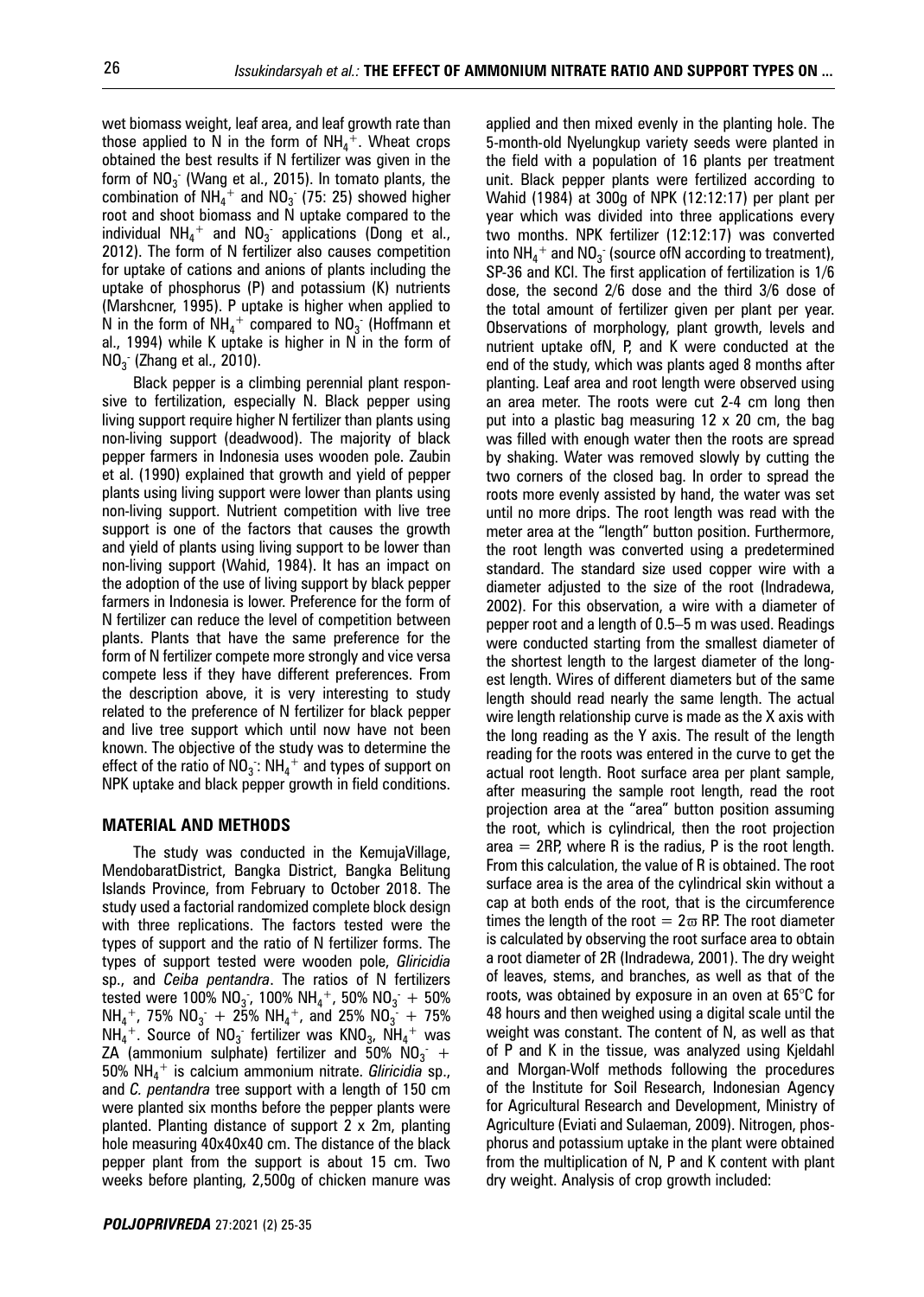wet biomass weight, leaf area, and leaf growth rate than those applied to N in the form of $NH_4^+$. Wheat crops obtained the best results if N fertilizer was given in the form of $NO_3^-$ (Wang et al., 2015). In tomato plants, the combination of $NH_4^+$ and $NO_3^-$ (75: 25) showed higher root and shoot biomass and N uptake compared to the individual $NH_4^+$ and $NO_3^-$ applications (Dong et al., 2012). The form of N fertilizer also causes competition for uptake of cations and anions of plants including the uptake of phosphorus (P) and potassium (K) nutrients (Marshcner, 1995). P uptake is higher when applied to N in the form of $NH_4^+$ compared to $NO_3^-$ (Hoffmann et al., 1994) while K uptake is higher in N in the form of $NO_3^-$ (Zhang et al., 2010).

Black pepper is a climbing perennial plant responsive to fertilization, especially N. Black pepper using living support require higher N fertilizer than plants using non-living support (deadwood). The majority of black pepper farmers in Indonesia uses wooden pole. Zaubin et al. (1990) explained that growth and yield of pepper plants using living support were lower than plants using non-living support. Nutrient competition with live tree support is one of the factors that causes the growth and yield of plants using living support to be lower than non-living support (Wahid, 1984). It has an impact on the adoption of the use of living support by black pepper farmers in Indonesia is lower. Preference for the form of N fertilizer can reduce the level of competition between plants. Plants that have the same preference for the form of N fertilizer compete more strongly and vice versa compete less if they have different preferences. From the description above, it is very interesting to study related to the preference of N fertilizer for black pepper and live tree support which until now have not been known. The objective of the study was to determine the effect of the ratio of $NO_3^-$: $NH_4^+$ and types of support on NPK uptake and black pepper growth in field conditions.

## MATERIAL AND METHODS

The study was conducted in the KemujaVillage, MendobaratDistrict, Bangka District, Bangka Belitung Islands Province, from February to October 2018. The study used a factorial randomized complete block design with three replications. The factors tested were the types of support and the ratio of N fertilizer forms. The types of support tested were wooden pole, *Gliricidia* sp., and *Ceiba pentandra*. The ratios of N fertilizers tested were 100% $NO_3^-$, 100% $NH_4^+$, 50% $NO_3^-$ + 50% $NH_4^+$, 75% $NO_3^-$ + 25% $NH_4^+$, and 25% $NO_3^-$ + 75% $NH_4^+$. Source of $NO_3^-$ fertilizer was $KNO_3$, $NH_4^+$ was ZA (ammonium sulphate) fertilizer and 50% $NO_3^-$ + 50% $NH_4^+$ is calcium ammonium nitrate. *Gliricidia* sp., and *C. pentandra* tree support with a length of 150 cm were planted six months before the pepper plants were planted. Planting distance of support 2 x 2m, planting hole measuring 40x40x40 cm. The distance of the black pepper plant from the support is about 15 cm. Two weeks before planting, 2,500g of chicken manure was applied and then mixed evenly in the planting hole. The 5-month-old Nyelungkup variety seeds were planted in the field with a population of 16 plants per treatment unit. Black pepper plants were fertilized according to Wahid (1984) at 300g of NPK (12:12:17) per plant per year which was divided into three applications every two months. NPK fertilizer (12:12:17) was converted into $NH_4^+$ and $NO_3^-$ (source ofN according to treatment), SP-36 and KCl. The first application of fertilization is 1/6 dose, the second 2/6 dose and the third 3/6 dose of the total amount of fertilizer given per plant per year. Observations of morphology, plant growth, levels and nutrient uptake ofN, P, and K were conducted at the end of the study, which was plants aged 8 months after planting. Leaf area and root length were observed using an area meter. The roots were cut 2-4 cm long then put into a plastic bag measuring 12 x 20 cm, the bag was filled with enough water then the roots are spread by shaking. Water was removed slowly by cutting the two corners of the closed bag. In order to spread the roots more evenly assisted by hand, the water was set until no more drips. The root length was read with the meter area at the "length" button position. Furthermore, the root length was converted using a predetermined standard. The standard size used copper wire with a diameter adjusted to the size of the root (Indradewa, 2002). For this observation, a wire with a diameter of pepper root and a length of 0.5–5 m was used. Readings were conducted starting from the smallest diameter of the shortest length to the largest diameter of the longest length. Wires of different diameters but of the same length should read nearly the same length. The actual wire length relationship curve is made as the X axis with the long reading as the Y axis. The result of the length reading for the roots was entered in the curve to get the actual root length. Root surface area per plant sample, after measuring the sample root length, read the root projection area at the "area" button position assuming the root, which is cylindrical, then the root projection area = 2RP, where R is the radius, P is the root length. From this calculation, the value of R is obtained. The root surface area is the area of the cylindrical skin without a cap at both ends of the root, that is the circumference times the length of the root = $2\varpi$ RP. The root diameter is calculated by observing the root surface area to obtain a root diameter of 2R (Indradewa, 2001). The dry weight of leaves, stems, and branches, as well as that of the roots, was obtained by exposure in an oven at 65°C for 48 hours and then weighed using a digital scale until the weight was constant. The content of N, as well as that of P and K in the tissue, was analyzed using Kjeldahl and Morgan-Wolf methods following the procedures of the Institute for Soil Research, Indonesian Agency for Agricultural Research and Development, Ministry of Agriculture (Eviati and Sulaeman, 2009). Nitrogen, phosphorus and potassium uptake in the plant were obtained from the multiplication of N, P and K content with plant dry weight. Analysis of crop growth included: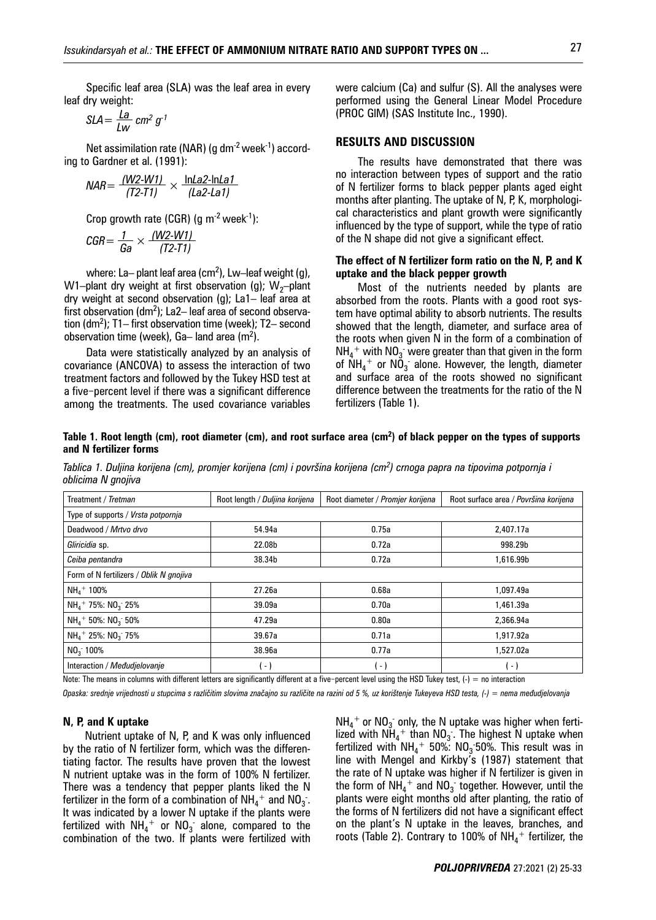Specific leaf area (SLA) was the leaf area in every leaf dry weight:

$$SLA = \frac{La}{Lw}\ cm^2\ g^{-1}$$

Net assimilation rate (NAR) (g $dm^{-2}$ $week^{-1}$) according to Gardner et al. (1991):

$$NAR = \frac{(W2\text{-}W1)}{(T2\text{-}T1)} \times \frac{\ln La2\text{-}\ln La1}{(La2\text{-}La1)}$$

Crop growth rate (CGR) (g $m^{-2}$ $week^{-1}$):

$$CGR = \frac{1}{Ga} \times \frac{(W2\text{-}W1)}{(T2\text{-}T1)}$$

where: La– plant leaf area ($cm^2$), Lw–leaf weight (g), W1–plant dry weight at first observation (g); $W_2$–plant dry weight at second observation (g); La1– leaf area at first observation ($dm^2$); La2– leaf area of second observation ($dm^2$); T1– first observation time (week); T2– second observation time (week), Ga– land area ($m^2$).

Data were statistically analyzed by an analysis of covariance (ANCOVA) to assess the interaction of two treatment factors and followed by the Tukey HSD test at a five-percent level if there was a significant difference among the treatments. The used covariance variables were calcium (Ca) and sulfur (S). All the analyses were performed using the General Linear Model Procedure (PROC GlM) (SAS Institute Inc., 1990).

## RESULTS AND DISCUSSION

The results have demonstrated that there was no interaction between types of support and the ratio of N fertilizer forms to black pepper plants aged eight months after planting. The uptake of N, P, K, morphological characteristics and plant growth were significantly influenced by the type of support, while the type of ratio of the N shape did not give a significant effect.

### The effect of N fertilizer form ratio on the N, P, and K uptake and the black pepper growth

Most of the nutrients needed by plants are absorbed from the roots. Plants with a good root system have optimal ability to absorb nutrients. The results showed that the length, diameter, and surface area of the roots when given N in the form of a combination of $NH_4^+$ with $NO_3^-$ were greater than that given in the form of $NH_4^+$ or $NO_3^-$ alone. However, the length, diameter and surface area of the roots showed no significant difference between the treatments for the ratio of the N fertilizers (Table 1).

**Table 1. Root length (cm), root diameter (cm), and root surface area ($cm^2$) of black pepper on the types of supports and N fertilizer forms**

*Tablica 1. Duljina korijena (cm), promjer korijena (cm) i površina korijena ($cm^2$) crnoga papra na tipovima potpornja i oblicima N gnojiva*

| Treatment / *Tretman* | Root length / *Duljina korijena* | Root diameter / *Promjer korijena* | Root surface area / *Površina korijena* |
|---|---|---|---|
| Type of supports / *Vrsta potpornja* | | | |
| Deadwood / *Mrtvo drvo* | 54.94a | 0.75a | 2,407.17a |
| *Gliricidia* sp. | 22.08b | 0.72a | 998.29b |
| *Ceiba pentandra* | 38.34b | 0.72a | 1,616.99b |
| Form of N fertilizers / *Oblik N gnojiva* | | | |
| $NH_4^+$ 100% | 27.26a | 0.68a | 1,097.49a |
| $NH_4^+$ 75%: $NO_3^-$ 25% | 39.09a | 0.70a | 1,461.39a |
| $NH_4^+$ 50%: $NO_3^-$ 50% | 47.29a | 0.80a | 2,366.94a |
| $NH_4^+$ 25%: $NO_3^-$ 75% | 39.67a | 0.71a | 1,917.92a |
| $NO_3^-$ 100% | 38.96a | 0.77a | 1,527.02a |
| Interaction / *Međudjelovanje* | ( - ) | ( - ) | ( - ) |

Note: The means in columns with different letters are significantly different at a five-percent level using the HSD Tukey test, (-) = no interaction

*Opaska: srednje vrijednosti u stupcima s različitim slovima značajno su različite na razini od 5 %, uz korištenje Tukeyeva HSD testa, (-) = nema međudjelovanja*

### N, P, and K uptake

Nutrient uptake of N, P, and K was only influenced by the ratio of N fertilizer form, which was the differentiating factor. The results have proven that the lowest N nutrient uptake was in the form of 100% N fertilizer. There was a tendency that pepper plants liked the N fertilizer in the form of a combination of $NH_4^+$ and $NO_3^-$. It was indicated by a lower N uptake if the plants were fertilized with $NH_4^+$ or $NO_3^-$ alone, compared to the combination of the two. If plants were fertilized with $NH_4^+$ or $NO_3^-$ only, the N uptake was higher when fertilized with $NH_4^+$ than $NO_3^-$. The highest N uptake when fertilized with $NH_4^+$ 50%: $NO_3^-$50%. This result was in line with Mengel and Kirkby's (1987) statement that the rate of N uptake was higher if N fertilizer is given in the form of $NH_4^+$ and $NO_3^-$ together. However, until the plants were eight months old after planting, the ratio of the forms of N fertilizers did not have a significant effect on the plant's N uptake in the leaves, branches, and roots (Table 2). Contrary to 100% of $NH_4^+$ fertilizer, the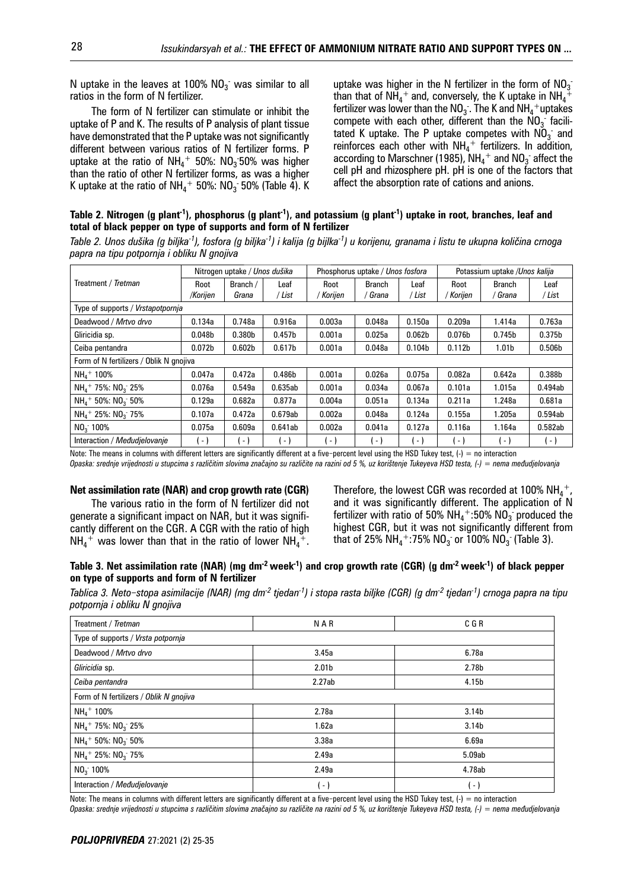N uptake in the leaves at 100% $NO_3^-$ was similar to all ratios in the form of N fertilizer.

The form of N fertilizer can stimulate or inhibit the uptake of P and K. The results of P analysis of plant tissue have demonstrated that the P uptake was not significantly different between various ratios of N fertilizer forms. P uptake at the ratio of $NH_4^+$ 50%: $NO_3^-$50% was higher than the ratio of other N fertilizer forms, as was a higher K uptake at the ratio of $NH_4^+$ 50%: $NO_3^-$ 50% (Table 4). K uptake was higher in the N fertilizer in the form of $NO_3^-$ than that of $NH_4^+$ and, conversely, the K uptake in $NH_4^+$ fertilizer was lower than the $NO_3^-$. The K and $NH_4^+$ uptakes compete with each other, different than the $NO_3^-$ facilitated K uptake. The P uptake competes with $NO_3^-$ and reinforces each other with $NH_4^+$ fertilizers. In addition, according to Marschner (1985), $NH_4^+$ and $NO_3^-$ affect the cell pH and rhizosphere pH. pH is one of the factors that affect the absorption rate of cations and anions.

**Table 2. Nitrogen (g plant$^{-1}$), phosphorus (g plant$^{-1}$), and potassium (g plant$^{-1}$) uptake in root, branches, leaf and total of black pepper on type of supports and form of N fertilizer**

*Table 2. Unos dušika (g biljka$^{-1}$), fosfora (g biljka$^{-1}$) i kalija (g bijlka$^{-1}$) u korijenu, granama i listu te ukupna količina crnoga papra na tipu potpornja i obliku N gnojiva*

| Treatment / *Tretman* | Nitrogen uptake / *Unos dušika* | | | Phosphorus uptake / *Unos fosfora* | | | Potassium uptake /*Unos kalija* | | |
|---|---|---|---|---|---|---|---|---|---|
| | Root /*Korijen* | Branch / *Grana* | Leaf / *List* | Root / *Korijen* | Branch / *Grana* | Leaf / *List* | Root / *Korijen* | Branch / *Grana* | Leaf / *List* |
| Type of supports / *Vrstapotpornja* | | | | | | | | | |
| Deadwood / *Mrtvo drvo* | 0.134a | 0.748a | 0.916a | 0.003a | 0.048a | 0.150a | 0.209a | 1.414a | 0.763a |
| Gliricidia sp. | 0.048b | 0.380b | 0.457b | 0.001a | 0.025a | 0.062b | 0.076b | 0.745b | 0.375b |
| Ceiba pentandra | 0.072b | 0.602b | 0.617b | 0.001a | 0.048a | 0.104b | 0.112b | 1.01b | 0.506b |
| Form of N fertilizers / *Oblik N gnojiva* | | | | | | | | | |
| $NH_4^+$ 100% | 0.047a | 0.472a | 0.486b | 0.001a | 0.026a | 0.075a | 0.082a | 0.642a | 0.388b |
| $NH_4^+$ 75%: $NO_3^-$ 25% | 0.076a | 0.549a | 0.635ab | 0.001a | 0.034a | 0.067a | 0.101a | 1.015a | 0.494ab |
| $NH_4^+$ 50%: $NO_3^-$ 50% | 0.129a | 0.682a | 0.877a | 0.004a | 0.051a | 0.134a | 0.211a | 1.248a | 0.681a |
| $NH_4^+$ 25%: $NO_3^-$ 75% | 0.107a | 0.472a | 0.679ab | 0.002a | 0.048a | 0.124a | 0.155a | 1.205a | 0.594ab |
| $NO_3^-$ 100% | 0.075a | 0.609a | 0.641ab | 0.002a | 0.041a | 0.127a | 0.116a | 1.164a | 0.582ab |
| Interaction / *Međudjelovanje* | (-) | (-) | (-) | (-) | (-) | (-) | (-) | (-) | (-) |

Note: The means in columns with different letters are significantly different at a five-percent level using the HSD Tukey test, (-) = no interaction
*Opaska: srednje vrijednosti u stupcima s različitim slovima značajno su različite na razini od 5 %, uz korištenje Tukeyeva HSD testa, (-) = nema međudjelovanja*

### Net assimilation rate (NAR) and crop growth rate (CGR)

The various ratio in the form of N fertilizer did not generate a significant impact on NAR, but it was significantly different on the CGR. A CGR with the ratio of high $NH_4^+$ was lower than that in the ratio of lower $NH_4^+$. Therefore, the lowest CGR was recorded at 100% $NH_4^+$, and it was significantly different. The application of N fertilizer with ratio of 50% $NH_4^+$:50% $NO_3^-$ produced the highest CGR, but it was not significantly different from that of 25% $NH_4^+$:75% $NO_3^-$ or 100% $NO_3^-$ (Table 3).

**Table 3. Net assimilation rate (NAR) (mg dm$^{-2}$ week$^{-1}$) and crop growth rate (CGR) (g dm$^{-2}$ week$^{-1}$) of black pepper on type of supports and form of N fertilizer**

*Tablica 3. Neto-stopa asimilacije (NAR) (mg dm$^{-2}$ tjedan$^{-1}$) i stopa rasta biljke (CGR) (g dm$^{-2}$ tjedan$^{-1}$) crnoga papra na tipu potpornja i obliku N gnojiva*

| Treatment / *Tretman* | N A R | C G R |
|---|---|---|
| Type of supports / *Vrsta potpornja* | | |
| Deadwood / *Mrtvo drvo* | 3.45a | 6.78a |
| *Gliricidia* sp. | 2.01b | 2.78b |
| *Ceiba pentandra* | 2.27ab | 4.15b |
| Form of N fertilizers / *Oblik N gnojiva* | | |
| $NH_4^+$ 100% | 2.78a | 3.14b |
| $NH_4^+$ 75%: $NO_3^-$ 25% | 1.62a | 3.14b |
| $NH_4^+$ 50%: $NO_3^-$ 50% | 3.38a | 6.69a |
| $NH_4^+$ 25%: $NO_3^-$ 75% | 2.49a | 5.09ab |
| $NO_3^-$ 100% | 2.49a | 4.78ab |
| Interaction / *Međudjelovanje* | (-) | (-) |

Note: The means in columns with different letters are significantly different at a five-percent level using the HSD Tukey test, (-) = no interaction
*Opaska: srednje vrijednosti u stupcima s različitim slovima značajno su različite na razini od 5 %, uz korištenje Tukeyeva HSD testa, (-) = nema međudjelovanja*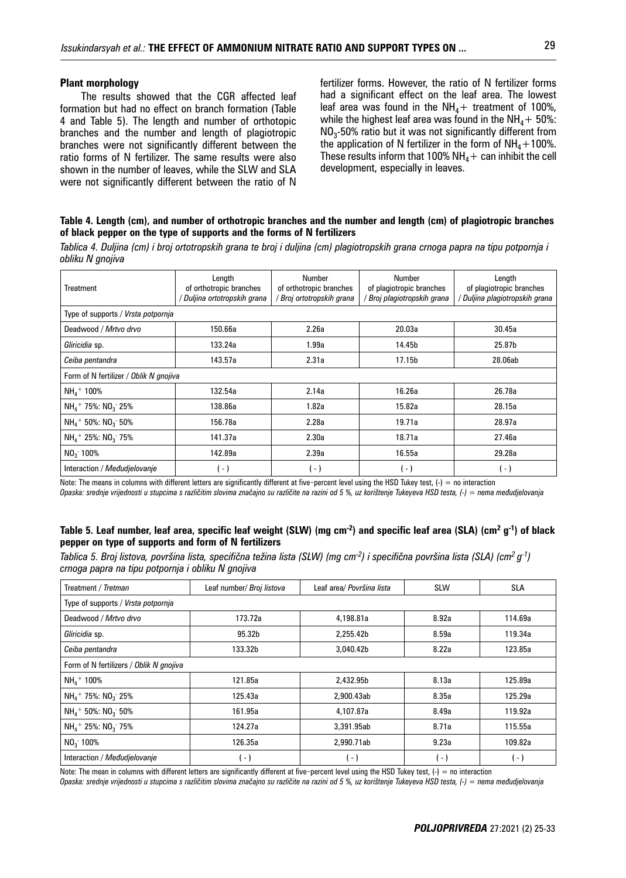### Plant morphology

The results showed that the CGR affected leaf formation but had no effect on branch formation (Table 4 and Table 5). The length and number of orthotopic branches and the number and length of plagiotropic branches were not significantly different between the ratio forms of N fertilizer. The same results were also shown in the number of leaves, while the SLW and SLA were not significantly different between the ratio of N fertilizer forms. However, the ratio of N fertilizer forms had a significant effect on the leaf area. The lowest leaf area was found in the $NH_4$+ treatment of 100%, while the highest leaf area was found in the $NH_4$+ 50%: $NO_3$-50% ratio but it was not significantly different from the application of N fertilizer in the form of $NH_4$+100%. These results inform that 100% $NH_4$+ can inhibit the cell development, especially in leaves.

**Table 4. Length (cm), and number of orthotropic branches and the number and length (cm) of plagiotropic branches of black pepper on the type of supports and the forms of N fertilizers**

*Tablica 4. Duljina (cm) i broj ortotropskih grana te broj i duljina (cm) plagiotropskih grana crnoga papra na tipu potpornja i obliku N gnojiva*

| Treatment | Length of orthotropic branches / *Duljina ortotropskih grana* | Number of orthotropic branches / *Broj ortotropskih grana* | Number of plagiotropic branches / *Broj plagiotropskih grana* | Length of plagiotropic branches / *Duljina plagiotropskih grana* |
|---|---|---|---|---|
| Type of supports / *Vrsta potpornja* | | | | |
| Deadwood / *Mrtvo drvo* | 150.66a | 2.26a | 20.03a | 30.45a |
| *Gliricidia* sp. | 133.24a | 1.99a | 14.45b | 25.87b |
| *Ceiba pentandra* | 143.57a | 2.31a | 17.15b | 28.06ab |
| Form of N fertilizer / *Oblik N gnojiva* | | | | |
| $NH_4^+$ 100% | 132.54a | 2.14a | 16.26a | 26.78a |
| $NH_4^+$ 75%: $NO_3^-$ 25% | 138.86a | 1.82a | 15.82a | 28.15a |
| $NH_4^+$ 50%: $NO_3^-$ 50% | 156.78a | 2.28a | 19.71a | 28.97a |
| $NH_4^+$ 25%: $NO_3^-$ 75% | 141.37a | 2.30a | 18.71a | 27.46a |
| $NO_3^-$ 100% | 142.89a | 2.39a | 16.55a | 29.28a |
| Interaction / *Međudjelovanje* | (-) | (-) | (-) | (-) |

Note: The means in columns with different letters are significantly different at five-percent level using the HSD Tukey test, (-) = no interaction

*Opaska: srednje vrijednosti u stupcima s različitim slovima značajno su različite na razini od 5 %, uz korištenje Tukeyeva HSD testa, (-) = nema međudjelovanja*

**Table 5. Leaf number, leaf area, specific leaf weight (SLW) (mg cm$^{-2}$) and specific leaf area (SLA) (cm$^2$ g$^{-1}$) of black pepper on type of supports and form of N fertilizers**

*Tablica 5. Broj listova, površina lista, specifična težina lista (SLW) (mg cm$^{-2}$) i specifična površina lista (SLA) (cm$^2$ g$^{-1}$) crnoga papra na tipu potpornja i obliku N gnojiva*

| Treatment / *Tretman* | Leaf number/ *Broj listova* | Leaf area/ *Površina lista* | SLW | SLA |
|---|---|---|---|---|
| Type of supports / *Vrsta potpornja* | | | | |
| Deadwood / *Mrtvo drvo* | 173.72a | 4,198.81a | 8.92a | 114.69a |
| *Gliricidia* sp. | 95.32b | 2,255.42b | 8.59a | 119.34a |
| *Ceiba pentandra* | 133.32b | 3,040.42b | 8.22a | 123.85a |
| Form of N fertilizers / *Oblik N gnojiva* | | | | |
| $NH_4^+$ 100% | 121.85a | 2,432.95b | 8.13a | 125.89a |
| $NH_4^+$ 75%: $NO_3^-$ 25% | 125.43a | 2,900.43ab | 8.35a | 125.29a |
| $NH_4^+$ 50%: $NO_3^-$ 50% | 161.95a | 4,107.87a | 8.49a | 119.92a |
| $NH_4^+$ 25%: $NO_3^-$ 75% | 124.27a | 3,391.95ab | 8.71a | 115.55a |
| $NO_3^-$ 100% | 126.35a | 2,990.71ab | 9.23a | 109.82a |
| Interaction / *Međudjelovanje* | (-) | (-) | (-) | (-) |

Note: The mean in columns with different letters are significantly different at five-percent level using the HSD Tukey test, (-) = no interaction

*Opaska: srednje vrijednosti u stupcima s različitim slovima značajno su različite na razini od 5 %, uz korištenje Tukeyeva HSD testa, (-) = nema međudjelovanja*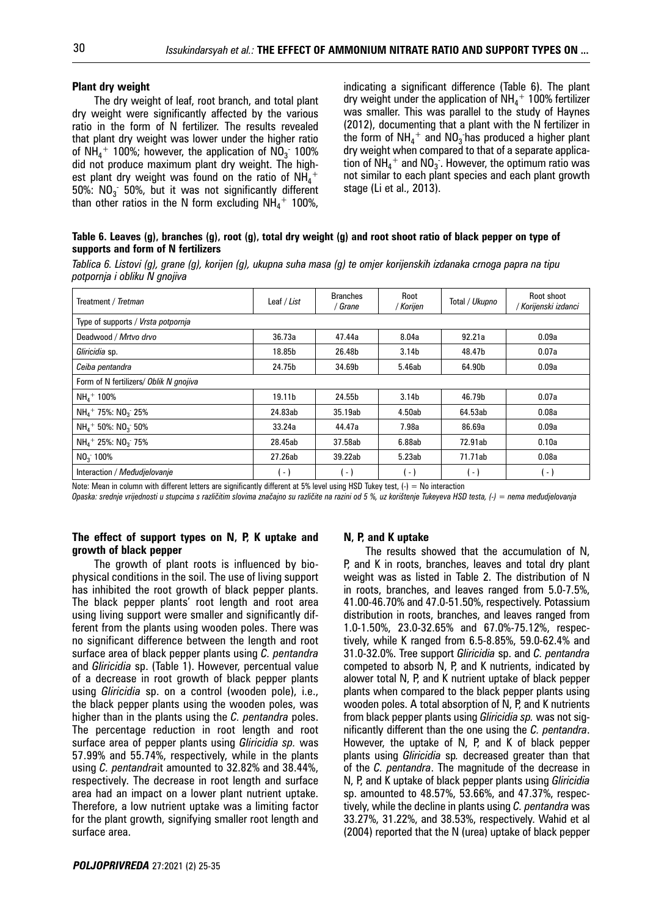### Plant dry weight

The dry weight of leaf, root branch, and total plant dry weight were significantly affected by the various ratio in the form of N fertilizer. The results revealed that plant dry weight was lower under the higher ratio of $NH_4^+$ 100%; however, the application of $NO_3^-$ 100% did not produce maximum plant dry weight. The highest plant dry weight was found on the ratio of $NH_4^+$ 50%: $NO_3^-$ 50%, but it was not significantly different than other ratios in the N form excluding $NH_4^+$ 100%, indicating a significant difference (Table 6). The plant dry weight under the application of $NH_4^+$ 100% fertilizer was smaller. This was parallel to the study of Haynes (2012), documenting that a plant with the N fertilizer in the form of $NH_4^+$ and $NO_3^-$ has produced a higher plant dry weight when compared to that of a separate application of $NH_4^+$ and $NO_3^-$. However, the optimum ratio was not similar to each plant species and each plant growth stage (Li et al., 2013).

**Table 6. Leaves (g), branches (g), root (g), total dry weight (g) and root shoot ratio of black pepper on type of supports and form of N fertilizers**

*Tablica 6. Listovi (g), grane (g), korijen (g), ukupna suha masa (g) te omjer korijenskih izdanaka crnoga papra na tipu potpornja i obliku N gnojiva*

| Treatment / *Tretman* | Leaf / *List* | Branches / *Grane* | Root / *Korijen* | Total / *Ukupno* | Root shoot / *Korijenski izdanci* |
|---|---|---|---|---|---|
| Type of supports / *Vrsta potpornja* | | | | | |
| Deadwood / *Mrtvo drvo* | 36.73a | 47.44a | 8.04a | 92.21a | 0.09a |
| *Gliricidia* sp. | 18.85b | 26.48b | 3.14b | 48.47b | 0.07a |
| *Ceiba pentandra* | 24.75b | 34.69b | 5.46ab | 64.90b | 0.09a |
| Form of N fertilizers/ *Oblik N gnojiva* | | | | | |
| $NH_4^+$ 100% | 19.11b | 24.55b | 3.14b | 46.79b | 0.07a |
| $NH_4^+$ 75%: $NO_3^-$ 25% | 24.83ab | 35.19ab | 4.50ab | 64.53ab | 0.08a |
| $NH_4^+$ 50%: $NO_3^-$ 50% | 33.24a | 44.47a | 7.98a | 86.69a | 0.09a |
| $NH_4^+$ 25%: $NO_3^-$ 75% | 28.45ab | 37.58ab | 6.88ab | 72.91ab | 0.10a |
| $NO_3^-$ 100% | 27.26ab | 39.22ab | 5.23ab | 71.71ab | 0.08a |
| Interaction / *Međudjelovanje* | ( - ) | ( - ) | ( - ) | ( - ) | ( - ) |

Note: Mean in column with different letters are significantly different at 5% level using HSD Tukey test, (-) = No interaction

*Opaska: srednje vrijednosti u stupcima s različitim slovima značajno su različite na razini od 5 %, uz korištenje Tukeyeva HSD testa, (-) = nema međudjelovanja*

### The effect of support types on N, P, K uptake and growth of black pepper

The growth of plant roots is influenced by biophysical conditions in the soil. The use of living support has inhibited the root growth of black pepper plants. The black pepper plants' root length and root area using living support were smaller and significantly different from the plants using wooden poles. There was no significant difference between the length and root surface area of black pepper plants using *C. pentandra* and *Gliricidia* sp. (Table 1). However, percentual value of a decrease in root growth of black pepper plants using *Gliricidia* sp. on a control (wooden pole), i.e., the black pepper plants using the wooden poles, was higher than in the plants using the *C. pentandra* poles. The percentage reduction in root length and root surface area of pepper plants using *Gliricidia sp.* was 57.99% and 55.74%, respectively, while in the plants using *C. pentandra*it amounted to 32.82% and 38.44%, respectively. The decrease in root length and surface area had an impact on a lower plant nutrient uptake. Therefore, a low nutrient uptake was a limiting factor for the plant growth, signifying smaller root length and surface area.

### N, P, and K uptake

The results showed that the accumulation of N, P, and K in roots, branches, leaves and total dry plant weight was as listed in Table 2. The distribution of N in roots, branches, and leaves ranged from 5.0-7.5%, 41.00-46.70% and 47.0-51.50%, respectively. Potassium distribution in roots, branches, and leaves ranged from 1.0-1.50%, 23.0-32.65% and 67.0%-75.12%, respectively, while K ranged from 6.5-8.85%, 59.0-62.4% and 31.0-32.0%. Tree support *Gliricidia* sp. and *C. pentandra* competed to absorb N, P, and K nutrients, indicated by alower total N, P, and K nutrient uptake of black pepper plants when compared to the black pepper plants using wooden poles. A total absorption of N, P, and K nutrients from black pepper plants using *Gliricidia sp.* was not significantly different than the one using the *C. pentandra*. However, the uptake of N, P, and K of black pepper plants using *Gliricidia* sp. decreased greater than that of the *C. pentandra*. The magnitude of the decrease in N, P, and K uptake of black pepper plants using *Gliricidia* sp. amounted to 48.57%, 53.66%, and 47.37%, respectively, while the decline in plants using *C. pentandra* was 33.27%, 31.22%, and 38.53%, respectively. Wahid et al (2004) reported that the N (urea) uptake of black pepper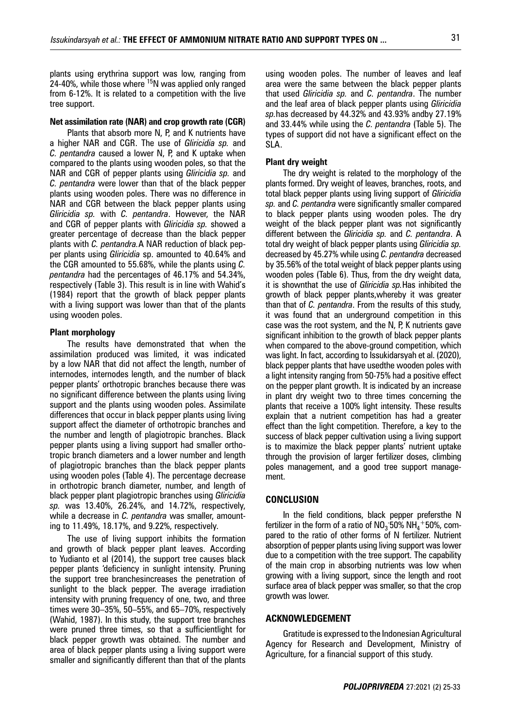plants using erythrina support was low, ranging from 24-40%, while those where $^{15}N$ was applied only ranged from 6-12%. It is related to a competition with the live tree support.

#### Net assimilation rate (NAR) and crop growth rate (CGR)

Plants that absorb more N, P, and K nutrients have a higher NAR and CGR. The use of *Gliricidia sp.* and *C. pentandra* caused a lower N, P, and K uptake when compared to the plants using wooden poles, so that the NAR and CGR of pepper plants using *Gliricidia sp.* and *C. pentandra* were lower than that of the black pepper plants using wooden poles. There was no difference in NAR and CGR between the black pepper plants using *Gliricidia sp.* with *C. pentandra*. However, the NAR and CGR of pepper plants with *Gliricidia sp.* showed a greater percentage of decrease than the black pepper plants with *C. pentandra.* A NAR reduction of black pepper plants using *Gliricidia* sp. amounted to 40.64% and the CGR amounted to 55.68%, while the plants using *C. pentandra* had the percentages of 46.17% and 54.34%, respectively (Table 3). This result is in line with Wahid's (1984) report that the growth of black pepper plants with a living support was lower than that of the plants using wooden poles.

#### Plant morphology

The results have demonstrated that when the assimilation produced was limited, it was indicated by a low NAR that did not affect the length, number of internodes, internodes length, and the number of black pepper plants' orthotropic branches because there was no significant difference between the plants using living support and the plants using wooden poles. Assimilate differences that occur in black pepper plants using living support affect the diameter of orthotropic branches and the number and length of plagiotropic branches. Black pepper plants using a living support had smaller orthotropic branch diameters and a lower number and length of plagiotropic branches than the black pepper plants using wooden poles (Table 4). The percentage decrease in orthotropic branch diameter, number, and length of black pepper plant plagiotropic branches using *Gliricidia sp.* was 13.40%, 26.24%, and 14.72%, respectively, while a decrease in *C. pentandra* was smaller, amounting to 11.49%, 18.17%, and 9.22%, respectively.

The use of living support inhibits the formation and growth of black pepper plant leaves. According to Yudianto et al (2014), the support tree causes black pepper plants 'deficiency in sunlight intensity. Pruning the support tree branchesincreases the penetration of sunlight to the black pepper. The average irradiation intensity with pruning frequency of one, two, and three times were 30–35%, 50–55%, and 65–70%, respectively (Wahid, 1987). In this study, the support tree branches were pruned three times, so that a sufficientlight for black pepper growth was obtained. The number and area of black pepper plants using a living support were smaller and significantly different than that of the plants using wooden poles. The number of leaves and leaf area were the same between the black pepper plants that used *Gliricidia sp.* and *C. pentandra*. The number and the leaf area of black pepper plants using *Gliricidia sp.*has decreased by 44.32% and 43.93% andby 27.19% and 33.44% while using the *C. pentandra* (Table 5). The types of support did not have a significant effect on the SLA.

#### Plant dry weight

The dry weight is related to the morphology of the plants formed. Dry weight of leaves, branches, roots, and total black pepper plants using living support of *Gliricidia sp.* and *C. pentandra* were significantly smaller compared to black pepper plants using wooden poles. The dry weight of the black pepper plant was not significantly different between the *Gliricidia sp.* and *C. pentandra*. A total dry weight of black pepper plants using *Gliricidia sp.* decreased by 45.27% while using *C. pentandra* decreased by 35.56% of the total weight of black pepper plants using wooden poles (Table 6). Thus, from the dry weight data, it is shownthat the use of *Gliricidia sp.*Has inhibited the growth of black pepper plants,whereby it was greater than that of *C. pentandra*. From the results of this study, it was found that an underground competition in this case was the root system, and the N, P, K nutrients gave significant inhibition to the growth of black pepper plants when compared to the above-ground competition, which was light. In fact, according to Issukidarsyah et al. (2020), black pepper plants that have usedthe wooden poles with a light intensity ranging from 50-75% had a positive effect on the pepper plant growth. It is indicated by an increase in plant dry weight two to three times concerning the plants that receive a 100% light intensity. These results explain that a nutrient competition has had a greater effect than the light competition. Therefore, a key to the success of black pepper cultivation using a living support is to maximize the black pepper plants' nutrient uptake through the provision of larger fertilizer doses, climbing poles management, and a good tree support management.

### CONCLUSION

In the field conditions, black pepper prefersthe N fertilizer in the form of a ratio of $NO_3^-$50% $NH_4^+$50%, compared to the ratio of other forms of N fertilizer. Nutrient absorption of pepper plants using living support was lower due to a competition with the tree support. The capability of the main crop in absorbing nutrients was low when growing with a living support, since the length and root surface area of black pepper was smaller, so that the crop growth was lower.

### ACKNOWLEDGEMENT

Gratitude is expressed to the Indonesian Agricultural Agency for Research and Development, Ministry of Agriculture, for a financial support of this study.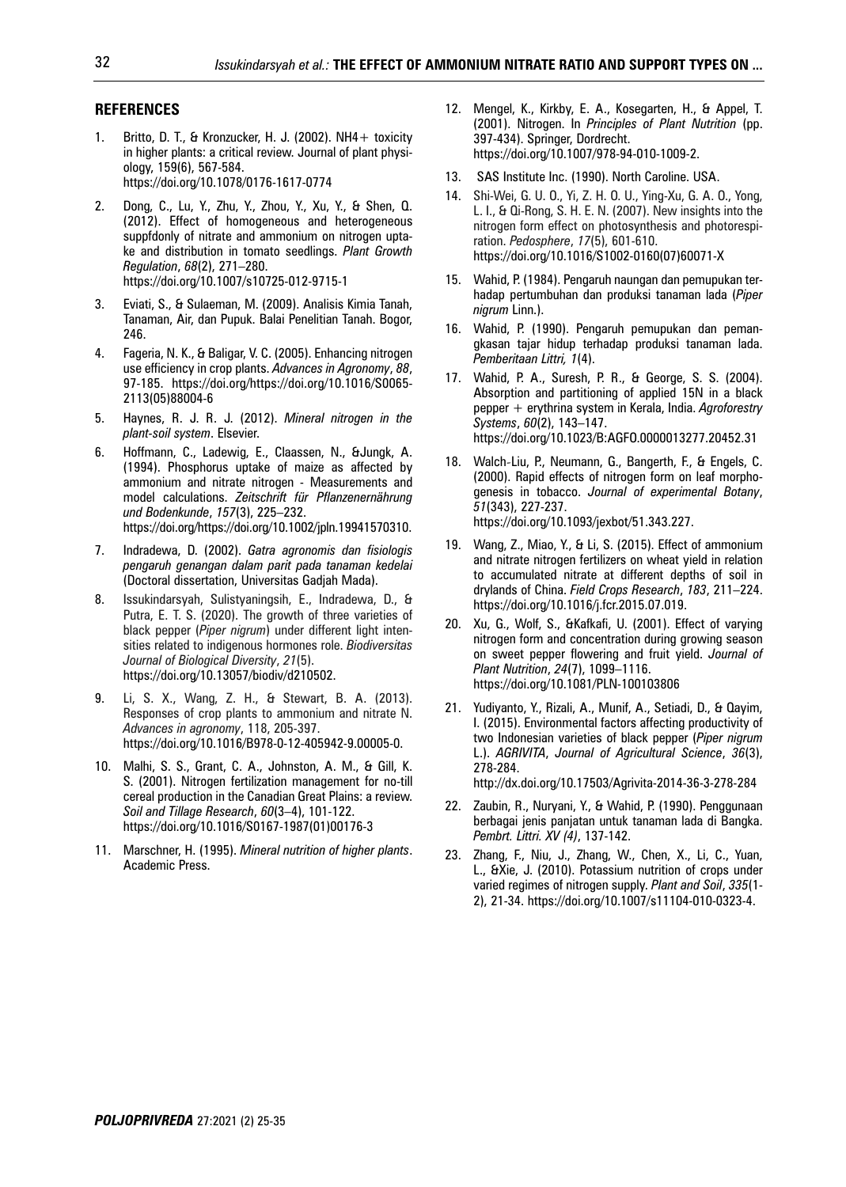## REFERENCES

1. Britto, D. T., & Kronzucker, H. J. (2002). NH4+ toxicity in higher plants: a critical review. Journal of plant physiology, 159(6), 567-584. https://doi.org/10.1078/0176-1617-0774

2. Dong, C., Lu, Y., Zhu, Y., Zhou, Y., Xu, Y., & Shen, Q. (2012). Effect of homogeneous and heterogeneous suppfdonly of nitrate and ammonium on nitrogen uptake and distribution in tomato seedlings. *Plant Growth Regulation*, *68*(2), 271–280. https://doi.org/10.1007/s10725-012-9715-1

3. Eviati, S., & Sulaeman, M. (2009). Analisis Kimia Tanah, Tanaman, Air, dan Pupuk. Balai Penelitian Tanah. Bogor, 246.

4. Fageria, N. K., & Baligar, V. C. (2005). Enhancing nitrogen use efficiency in crop plants. *Advances in Agronomy*, *88*, 97-185. https://doi.org/https://doi.org/10.1016/S0065-2113(05)88004-6

5. Haynes, R. J. R. J. (2012). *Mineral nitrogen in the plant-soil system*. Elsevier.

6. Hoffmann, C., Ladewig, E., Claassen, N., &Jungk, A. (1994). Phosphorus uptake of maize as affected by ammonium and nitrate nitrogen - Measurements and model calculations. *Zeitschrift für Pflanzenernährung und Bodenkunde*, *157*(3), 225–232. https://doi.org/https://doi.org/10.1002/jpln.19941570310.

7. Indradewa, D. (2002). *Gatra agronomis dan fisiologis pengaruh genangan dalam parit pada tanaman kedelai* (Doctoral dissertation, Universitas Gadjah Mada).

8. Issukindarsyah, Sulistyaningsih, E., Indradewa, D., & Putra, E. T. S. (2020). The growth of three varieties of black pepper (*Piper nigrum*) under different light intensities related to indigenous hormones role. *Biodiversitas Journal of Biological Diversity*, *21*(5). https://doi.org/10.13057/biodiv/d210502.

9. Li, S. X., Wang, Z. H., & Stewart, B. A. (2013). Responses of crop plants to ammonium and nitrate N. *Advances in agronomy*, 118, 205-397. https://doi.org/10.1016/B978-0-12-405942-9.00005-0.

10. Malhi, S. S., Grant, C. A., Johnston, A. M., & Gill, K. S. (2001). Nitrogen fertilization management for no-till cereal production in the Canadian Great Plains: a review. *Soil and Tillage Research*, *60*(3–4), 101-122. https://doi.org/10.1016/S0167-1987(01)00176-3

11. Marschner, H. (1995). *Mineral nutrition of higher plants*. Academic Press.

12. Mengel, K., Kirkby, E. A., Kosegarten, H., & Appel, T. (2001). Nitrogen. In *Principles of Plant Nutrition* (pp. 397-434). Springer, Dordrecht. https://doi.org/10.1007/978-94-010-1009-2.

13. SAS Institute Inc. (1990). North Caroline. USA.

14. Shi-Wei, G. U. O., Yi, Z. H. O. U., Ying-Xu, G. A. O., Yong, L. I., & Qi-Rong, S. H. E. N. (2007). New insights into the nitrogen form effect on photosynthesis and photorespiration. *Pedosphere*, *17*(5), 601-610. https://doi.org/10.1016/S1002-0160(07)60071-X

15. Wahid, P. (1984). Pengaruh naungan dan pemupukan terhadap pertumbuhan dan produksi tanaman lada (*Piper nigrum* Linn.).

16. Wahid, P. (1990). Pengaruh pemupukan dan pemangkasan tajar hidup terhadap produksi tanaman lada. *Pemberitaan Littri, 1*(4).

17. Wahid, P. A., Suresh, P. R., & George, S. S. (2004). Absorption and partitioning of applied 15N in a black pepper + erythrina system in Kerala, India. *Agroforestry Systems*, *60*(2), 143–147. https://doi.org/10.1023/B:AGFO.0000013277.20452.31

18. Walch-Liu, P., Neumann, G., Bangerth, F., & Engels, C. (2000). Rapid effects of nitrogen form on leaf morphogenesis in tobacco. *Journal of experimental Botany*, *51*(343), 227-237. https://doi.org/10.1093/jexbot/51.343.227.

19. Wang, Z., Miao, Y., & Li, S. (2015). Effect of ammonium and nitrate nitrogen fertilizers on wheat yield in relation to accumulated nitrate at different depths of soil in drylands of China. *Field Crops Research*, *183*, 211–224. https://doi.org/10.1016/j.fcr.2015.07.019.

20. Xu, G., Wolf, S., &Kafkafi, U. (2001). Effect of varying nitrogen form and concentration during growing season on sweet pepper flowering and fruit yield. *Journal of Plant Nutrition*, *24*(7), 1099–1116. https://doi.org/10.1081/PLN-100103806

21. Yudiyanto, Y., Rizali, A., Munif, A., Setiadi, D., & Qayim, I. (2015). Environmental factors affecting productivity of two Indonesian varieties of black pepper (*Piper nigrum* L.). *AGRIVITA, Journal of Agricultural Science*, *36*(3), 278-284. http://dx.doi.org/10.17503/Agrivita-2014-36-3-278-284

22. Zaubin, R., Nuryani, Y., & Wahid, P. (1990). Penggunaan berbagai jenis panjatan untuk tanaman lada di Bangka. *Pembrt. Littri. XV (4)*, 137-142.

23. Zhang, F., Niu, J., Zhang, W., Chen, X., Li, C., Yuan, L., &Xie, J. (2010). Potassium nutrition of crops under varied regimes of nitrogen supply. *Plant and Soil*, *335*(1-2), 21-34. https://doi.org/10.1007/s11104-010-0323-4.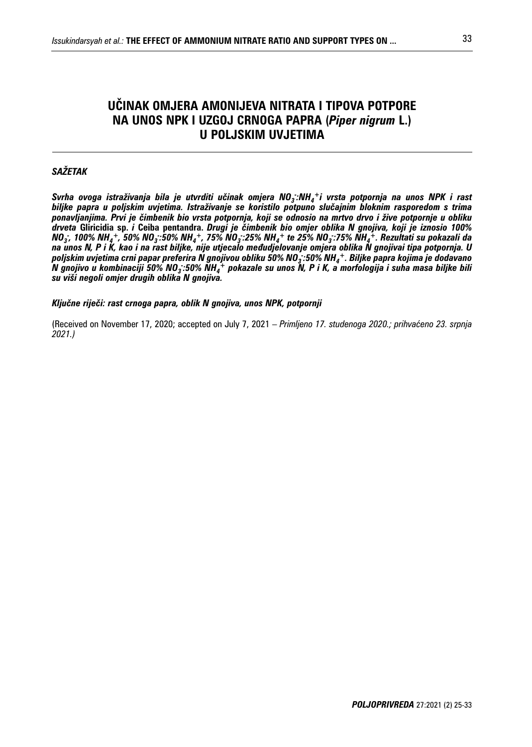# UČINAK OMJERA AMONIJEVA NITRATA I TIPOVA POTPORE NA UNOS NPK I UZGOJ CRNOGA PAPRA (*Piper nigrum* L.) U POLJSKIM UVJETIMA

## *SAŽETAK*

***Svrha ovoga istraživanja bila je utvrditi učinak omjera $NO_3^-$:$NH_4^+$ i vrsta potpornja na unos NPK i rast biljke papra u poljskim uvjetima. Istraživanje se koristilo potpuno slučajnim bloknim rasporedom s trima ponavljanjima. Prvi je čimbenik bio vrsta potpornja, koji se odnosio na mrtvo drvo i žive potpornje u obliku drveta* Gliricidia sp. *i* Ceiba pentandra*. Drugi je čimbenik bio omjer oblika N gnojiva, koji je iznosio 100% $NO_3^-$, 100% $NH_4^+$, 50% $NO_3^-$:50% $NH_4^+$, 75% $NO_3^-$:25% $NH_4^+$ te 25% $NO_3^-$:75% $NH_4^+$. Rezultati su pokazali da na unos N, P i K, kao i na rast biljke, nije utjecalo međudjelovanje omjera oblika N gnojivai tipa potpornja. U poljskim uvjetima crni papar preferira N gnojivou obliku 50% $NO_3^-$:50% $NH_4^+$. Biljke papra kojima je dodavano N gnojivo u kombinaciji 50% $NO_3^-$:50% $NH_4^+$ pokazale su unos N, P i K, a morfologija i suha masa biljke bili su viši negoli omjer drugih oblika N gnojiva.***

***Ključne riječi: rast crnoga papra, oblik N gnojiva, unos NPK, potpornji***

(Received on November 17, 2020; accepted on July 7, 2021 – *Primljeno 17. studenoga 2020.; prihvaćeno 23. srpnja 2021.)*